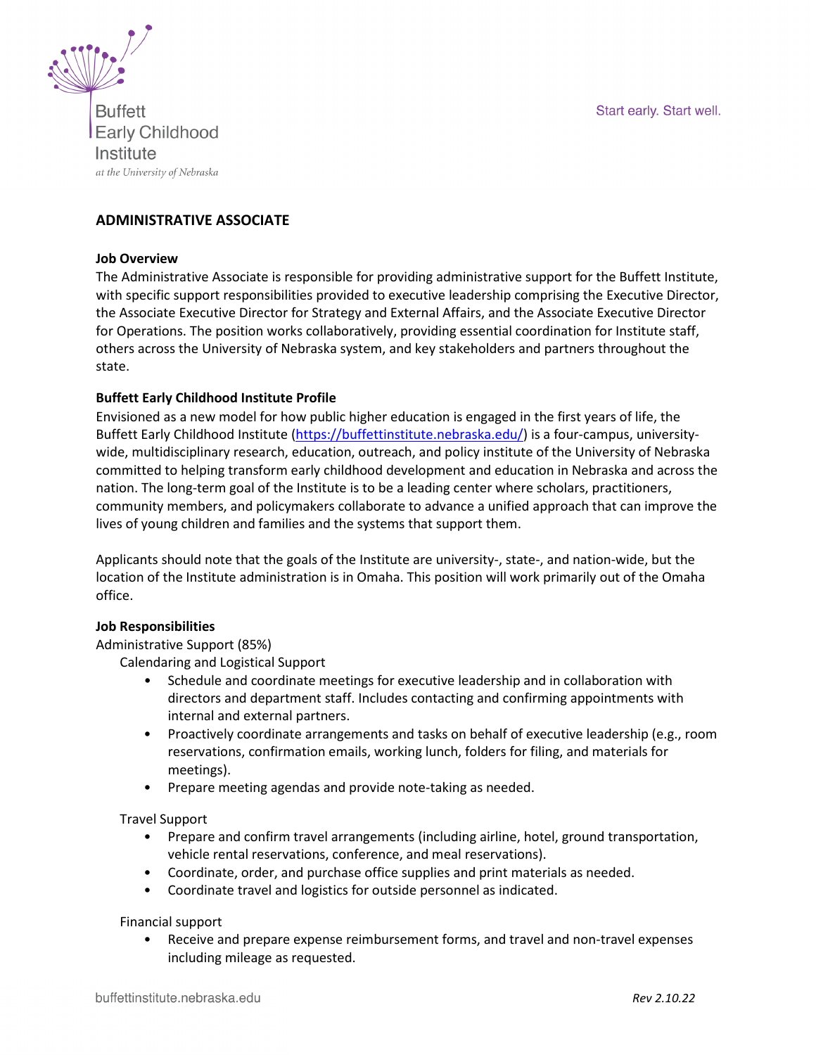# ADMINISTRATIVE ASSOCIATE

**Job Overview**

The Administrative Associate is responsible for providing administrative support for the Buffett Institute, with specific support responsibilities provided to executive leadership comprising the Executive Director, the Associate Executive Director for Strategy and External Affairs, and the Associate Executive Director for Operations. The position works collaboratively, providing essential coordination for Institute staff, others across the University of Nebraska system, and key stakeholders and partners throughout the state.

**Buffett Early Childhood Institute Profile**

Envisioned as a new model for how public higher education is engaged in the first years of life, the Buffett Early Childhood Institute (https://buffettinstitute.nebraska.edu/) is a four-campus, university-wide, multidisciplinary research, education, outreach, and policy institute of the University of Nebraska committed to helping transform early childhood development and education in Nebraska and across the nation. The long-term goal of the Institute is to be a leading center where scholars, practitioners, community members, and policymakers collaborate to advance a unified approach that can improve the lives of young children and families and the systems that support them.

Applicants should note that the goals of the Institute are university-, state-, and nation-wide, but the location of the Institute administration is in Omaha. This position will work primarily out of the Omaha office.

**Job Responsibilities**

Administrative Support (85%)

Calendaring and Logistical Support

- Schedule and coordinate meetings for executive leadership and in collaboration with directors and department staff. Includes contacting and confirming appointments with internal and external partners.
- Proactively coordinate arrangements and tasks on behalf of executive leadership (e.g., room reservations, confirmation emails, working lunch, folders for filing, and materials for meetings).
- Prepare meeting agendas and provide note-taking as needed.

Travel Support

- Prepare and confirm travel arrangements (including airline, hotel, ground transportation, vehicle rental reservations, conference, and meal reservations).
- Coordinate, order, and purchase office supplies and print materials as needed.
- Coordinate travel and logistics for outside personnel as indicated.

Financial support

- Receive and prepare expense reimbursement forms, and travel and non-travel expenses including mileage as requested.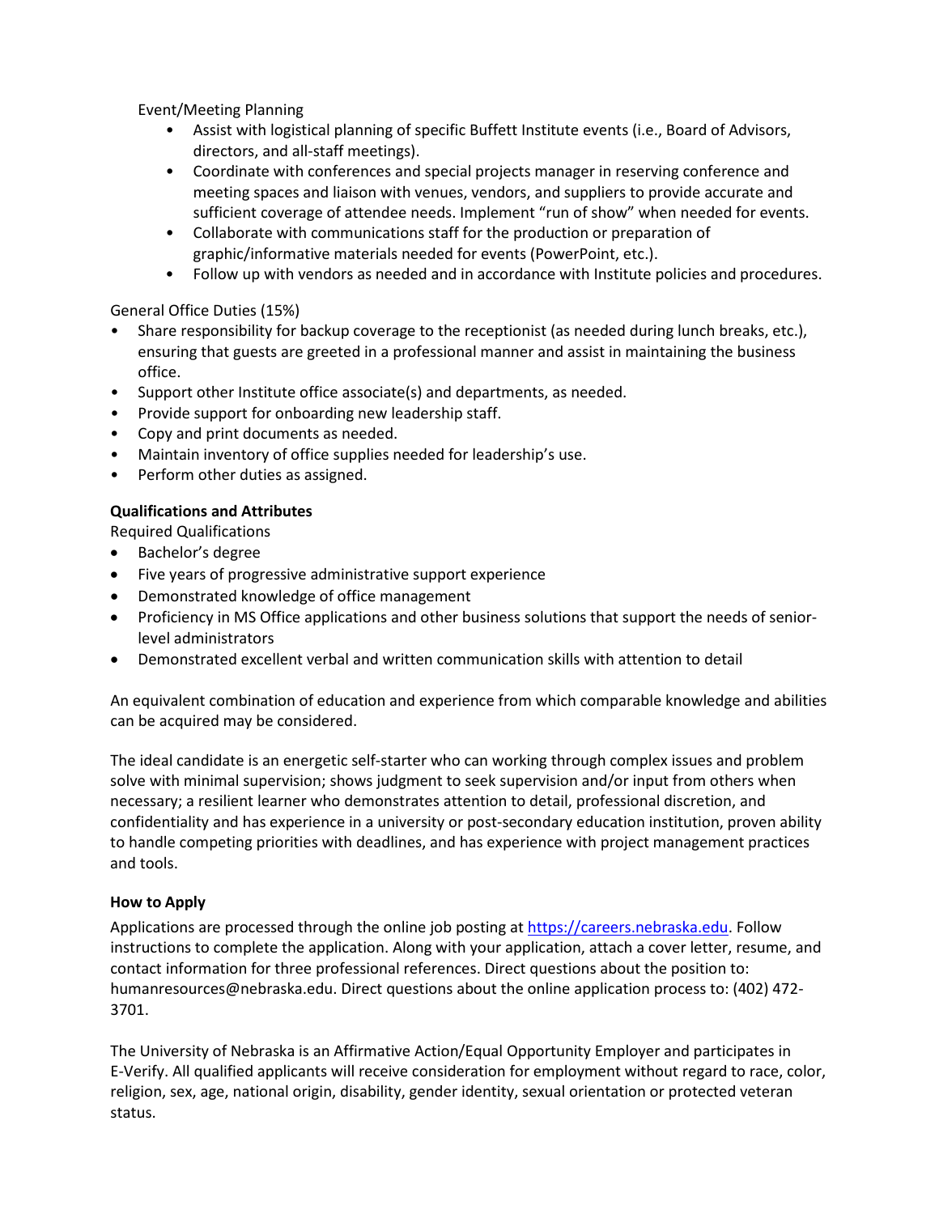Event/Meeting Planning

- Assist with logistical planning of specific Buffett Institute events (i.e., Board of Advisors, directors, and all-staff meetings).
- Coordinate with conferences and special projects manager in reserving conference and meeting spaces and liaison with venues, vendors, and suppliers to provide accurate and sufficient coverage of attendee needs. Implement "run of show" when needed for events.
- Collaborate with communications staff for the production or preparation of graphic/informative materials needed for events (PowerPoint, etc.).
- Follow up with vendors as needed and in accordance with Institute policies and procedures.

General Office Duties (15%)

- Share responsibility for backup coverage to the receptionist (as needed during lunch breaks, etc.), ensuring that guests are greeted in a professional manner and assist in maintaining the business office.
- Support other Institute office associate(s) and departments, as needed.
- Provide support for onboarding new leadership staff.
- Copy and print documents as needed.
- Maintain inventory of office supplies needed for leadership's use.
- Perform other duties as assigned.

**Qualifications and Attributes**

Required Qualifications

- Bachelor's degree
- Five years of progressive administrative support experience
- Demonstrated knowledge of office management
- Proficiency in MS Office applications and other business solutions that support the needs of senior-level administrators
- Demonstrated excellent verbal and written communication skills with attention to detail

An equivalent combination of education and experience from which comparable knowledge and abilities can be acquired may be considered.

The ideal candidate is an energetic self-starter who can working through complex issues and problem solve with minimal supervision; shows judgment to seek supervision and/or input from others when necessary; a resilient learner who demonstrates attention to detail, professional discretion, and confidentiality and has experience in a university or post-secondary education institution, proven ability to handle competing priorities with deadlines, and has experience with project management practices and tools.

**How to Apply**

Applications are processed through the online job posting at https://careers.nebraska.edu. Follow instructions to complete the application. Along with your application, attach a cover letter, resume, and contact information for three professional references. Direct questions about the position to: humanresources@nebraska.edu. Direct questions about the online application process to: (402) 472-3701.

The University of Nebraska is an Affirmative Action/Equal Opportunity Employer and participates in E-Verify. All qualified applicants will receive consideration for employment without regard to race, color, religion, sex, age, national origin, disability, gender identity, sexual orientation or protected veteran status.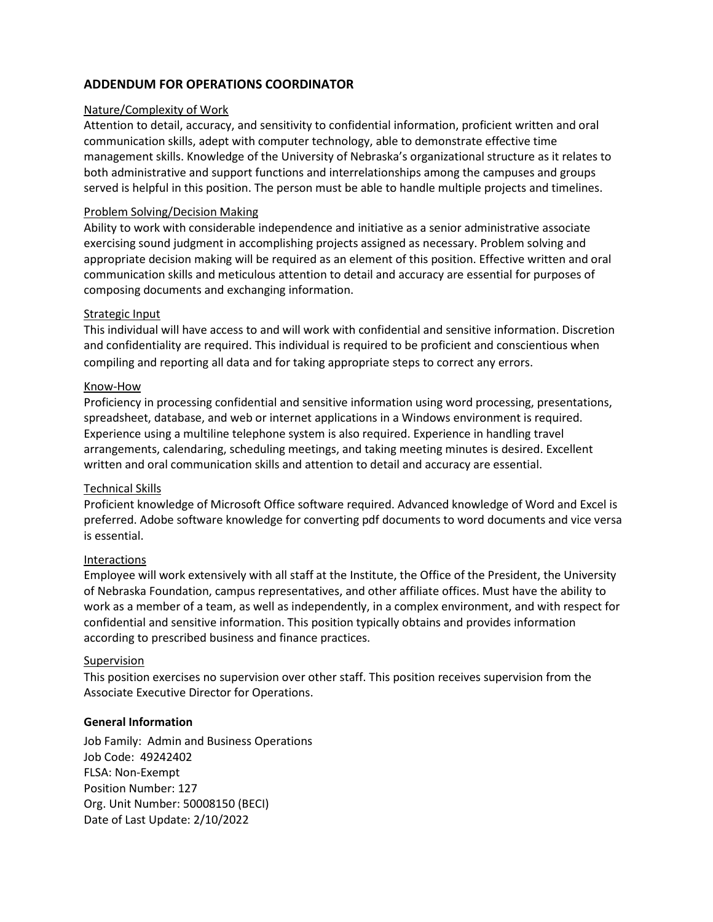## ADDENDUM FOR OPERATIONS COORDINATOR

Nature/Complexity of Work

Attention to detail, accuracy, and sensitivity to confidential information, proficient written and oral communication skills, adept with computer technology, able to demonstrate effective time management skills. Knowledge of the University of Nebraska's organizational structure as it relates to both administrative and support functions and interrelationships among the campuses and groups served is helpful in this position. The person must be able to handle multiple projects and timelines.

Problem Solving/Decision Making

Ability to work with considerable independence and initiative as a senior administrative associate exercising sound judgment in accomplishing projects assigned as necessary. Problem solving and appropriate decision making will be required as an element of this position. Effective written and oral communication skills and meticulous attention to detail and accuracy are essential for purposes of composing documents and exchanging information.

Strategic Input

This individual will have access to and will work with confidential and sensitive information. Discretion and confidentiality are required. This individual is required to be proficient and conscientious when compiling and reporting all data and for taking appropriate steps to correct any errors.

Know-How

Proficiency in processing confidential and sensitive information using word processing, presentations, spreadsheet, database, and web or internet applications in a Windows environment is required. Experience using a multiline telephone system is also required. Experience in handling travel arrangements, calendaring, scheduling meetings, and taking meeting minutes is desired. Excellent written and oral communication skills and attention to detail and accuracy are essential.

Technical Skills

Proficient knowledge of Microsoft Office software required. Advanced knowledge of Word and Excel is preferred. Adobe software knowledge for converting pdf documents to word documents and vice versa is essential.

Interactions

Employee will work extensively with all staff at the Institute, the Office of the President, the University of Nebraska Foundation, campus representatives, and other affiliate offices. Must have the ability to work as a member of a team, as well as independently, in a complex environment, and with respect for confidential and sensitive information. This position typically obtains and provides information according to prescribed business and finance practices.

Supervision

This position exercises no supervision over other staff. This position receives supervision from the Associate Executive Director for Operations.

**General Information**

Job Family: Admin and Business Operations
Job Code: 49242402
FLSA: Non-Exempt
Position Number: 127
Org. Unit Number: 50008150 (BECI)
Date of Last Update: 2/10/2022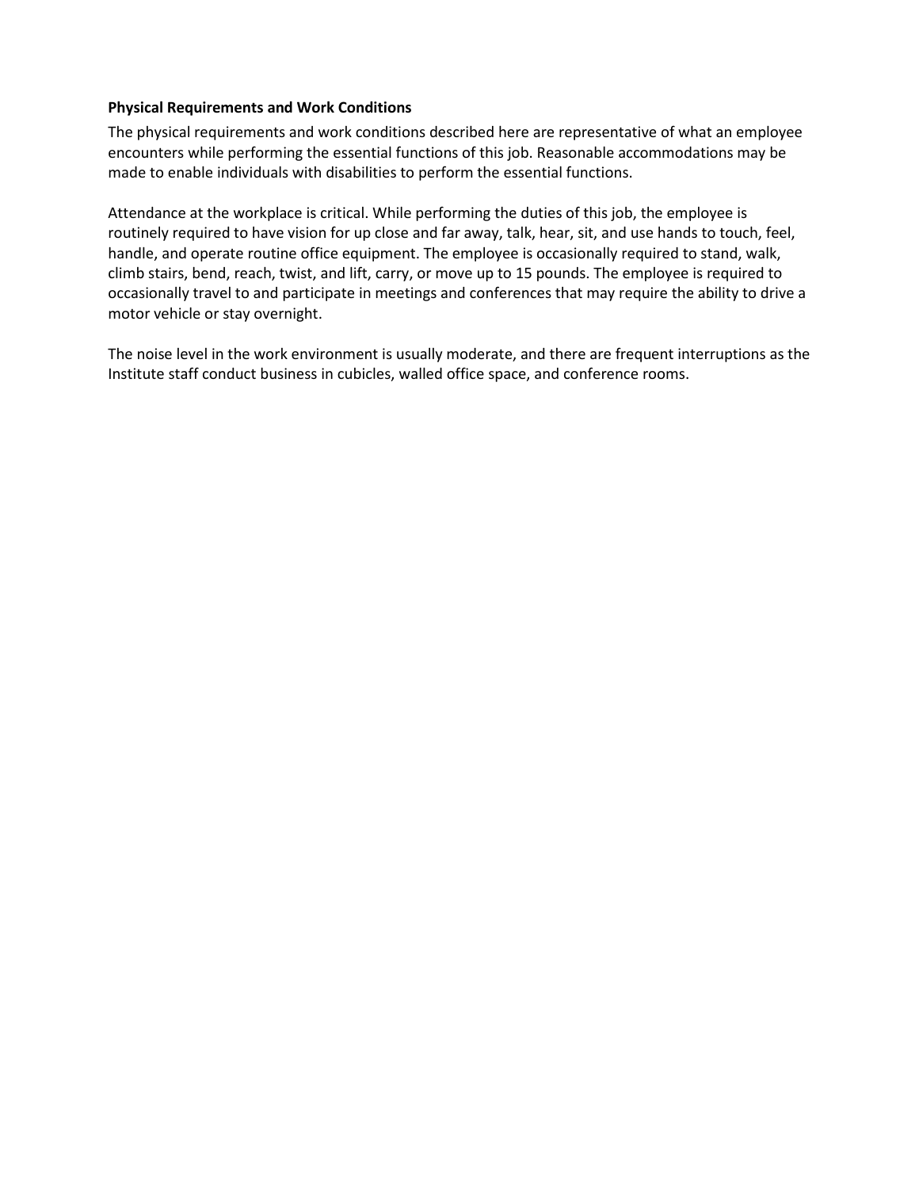**Physical Requirements and Work Conditions**

The physical requirements and work conditions described here are representative of what an employee encounters while performing the essential functions of this job. Reasonable accommodations may be made to enable individuals with disabilities to perform the essential functions.

Attendance at the workplace is critical. While performing the duties of this job, the employee is routinely required to have vision for up close and far away, talk, hear, sit, and use hands to touch, feel, handle, and operate routine office equipment. The employee is occasionally required to stand, walk, climb stairs, bend, reach, twist, and lift, carry, or move up to 15 pounds. The employee is required to occasionally travel to and participate in meetings and conferences that may require the ability to drive a motor vehicle or stay overnight.

The noise level in the work environment is usually moderate, and there are frequent interruptions as the Institute staff conduct business in cubicles, walled office space, and conference rooms.